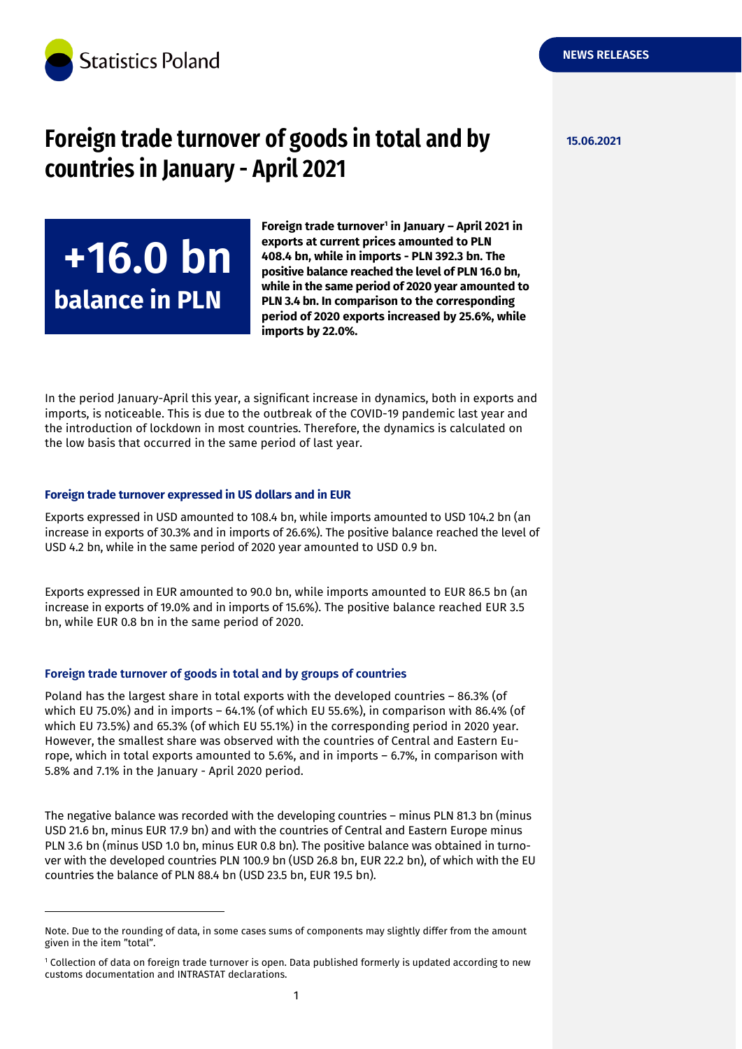Statistics Poland

NEWS RELEASES

15.06.2021

# Foreign trade turnover of goods in total and by countries in January - April 2021

**+16.0 bn**
**balance in PLN**

**Foreign trade turnover[1] in January – April 2021 in exports at current prices amounted to PLN 408.4 bn, while in imports - PLN 392.3 bn. The positive balance reached the level of PLN 16.0 bn, while in the same period of 2020 year amounted to PLN 3.4 bn. In comparison to the corresponding period of 2020 exports increased by 25.6%, while imports by 22.0%.**

In the period January-April this year, a significant increase in dynamics, both in exports and imports, is noticeable. This is due to the outbreak of the COVID-19 pandemic last year and the introduction of lockdown in most countries. Therefore, the dynamics is calculated on the low basis that occurred in the same period of last year.

### Foreign trade turnover expressed in US dollars and in EUR

Exports expressed in USD amounted to 108.4 bn, while imports amounted to USD 104.2 bn (an increase in exports of 30.3% and in imports of 26.6%). The positive balance reached the level of USD 4.2 bn, while in the same period of 2020 year amounted to USD 0.9 bn.

Exports expressed in EUR amounted to 90.0 bn, while imports amounted to EUR 86.5 bn (an increase in exports of 19.0% and in imports of 15.6%). The positive balance reached EUR 3.5 bn, while EUR 0.8 bn in the same period of 2020.

### Foreign trade turnover of goods in total and by groups of countries

Poland has the largest share in total exports with the developed countries – 86.3% (of which EU 75.0%) and in imports – 64.1% (of which EU 55.6%), in comparison with 86.4% (of which EU 73.5%) and 65.3% (of which EU 55.1%) in the corresponding period in 2020 year. However, the smallest share was observed with the countries of Central and Eastern Europe, which in total exports amounted to 5.6%, and in imports – 6.7%, in comparison with 5.8% and 7.1% in the January - April 2020 period.

The negative balance was recorded with the developing countries – minus PLN 81.3 bn (minus USD 21.6 bn, minus EUR 17.9 bn) and with the countries of Central and Eastern Europe minus PLN 3.6 bn (minus USD 1.0 bn, minus EUR 0.8 bn). The positive balance was obtained in turnover with the developed countries PLN 100.9 bn (USD 26.8 bn, EUR 22.2 bn), of which with the EU countries the balance of PLN 88.4 bn (USD 23.5 bn, EUR 19.5 bn).

---

Note. Due to the rounding of data, in some cases sums of components may slightly differ from the amount given in the item "total".

[1] Collection of data on foreign trade turnover is open. Data published formerly is updated according to new customs documentation and INTRASTAT declarations.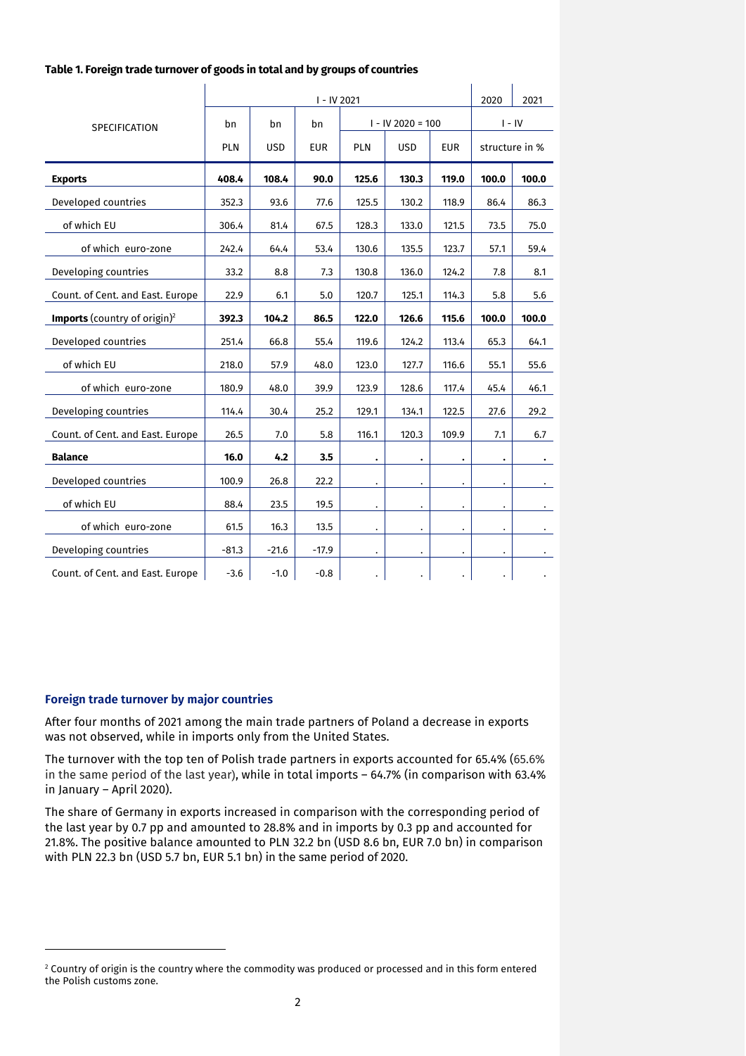**Table 1. Foreign trade turnover of goods in total and by groups of countries**

| SPECIFICATION | I - IV 2021 | | | | | | 2020 | 2021 |
|---|---|---|---|---|---|---|---|---|
| | bn | bn | bn | I - IV 2020 = 100 | | | I - IV | |
| | PLN | USD | EUR | PLN | USD | EUR | structure in % | |
| **Exports** | **408.4** | **108.4** | **90.0** | **125.6** | **130.3** | **119.0** | **100.0** | **100.0** |
| Developed countries | 352.3 | 93.6 | 77.6 | 125.5 | 130.2 | 118.9 | 86.4 | 86.3 |
| of which EU | 306.4 | 81.4 | 67.5 | 128.3 | 133.0 | 121.5 | 73.5 | 75.0 |
| of which euro-zone | 242.4 | 64.4 | 53.4 | 130.6 | 135.5 | 123.7 | 57.1 | 59.4 |
| Developing countries | 33.2 | 8.8 | 7.3 | 130.8 | 136.0 | 124.2 | 7.8 | 8.1 |
| Count. of Cent. and East. Europe | 22.9 | 6.1 | 5.0 | 120.7 | 125.1 | 114.3 | 5.8 | 5.6 |
| **Imports** (country of origin)[2] | **392.3** | **104.2** | **86.5** | **122.0** | **126.6** | **115.6** | **100.0** | **100.0** |
| Developed countries | 251.4 | 66.8 | 55.4 | 119.6 | 124.2 | 113.4 | 65.3 | 64.1 |
| of which EU | 218.0 | 57.9 | 48.0 | 123.0 | 127.7 | 116.6 | 55.1 | 55.6 |
| of which euro-zone | 180.9 | 48.0 | 39.9 | 123.9 | 128.6 | 117.4 | 45.4 | 46.1 |
| Developing countries | 114.4 | 30.4 | 25.2 | 129.1 | 134.1 | 122.5 | 27.6 | 29.2 |
| Count. of Cent. and East. Europe | 26.5 | 7.0 | 5.8 | 116.1 | 120.3 | 109.9 | 7.1 | 6.7 |
| **Balance** | **16.0** | **4.2** | **3.5** | . | . | . | . | . |
| Developed countries | 100.9 | 26.8 | 22.2 | . | . | . | . | . |
| of which EU | 88.4 | 23.5 | 19.5 | . | . | . | . | . |
| of which euro-zone | 61.5 | 16.3 | 13.5 | . | . | . | . | . |
| Developing countries | -81.3 | -21.6 | -17.9 | . | . | . | . | . |
| Count. of Cent. and East. Europe | -3.6 | -1.0 | -0.8 | . | . | . | . | . |

### Foreign trade turnover by major countries

After four months of 2021 among the main trade partners of Poland a decrease in exports was not observed, while in imports only from the United States.

The turnover with the top ten of Polish trade partners in exports accounted for 65.4% (65.6% in the same period of the last year), while in total imports – 64.7% (in comparison with 63.4% in January – April 2020).

The share of Germany in exports increased in comparison with the corresponding period of the last year by 0.7 pp and amounted to 28.8% and in imports by 0.3 pp and accounted for 21.8%. The positive balance amounted to PLN 32.2 bn (USD 8.6 bn, EUR 7.0 bn) in comparison with PLN 22.3 bn (USD 5.7 bn, EUR 5.1 bn) in the same period of 2020.

[2] Country of origin is the country where the commodity was produced or processed and in this form entered the Polish customs zone.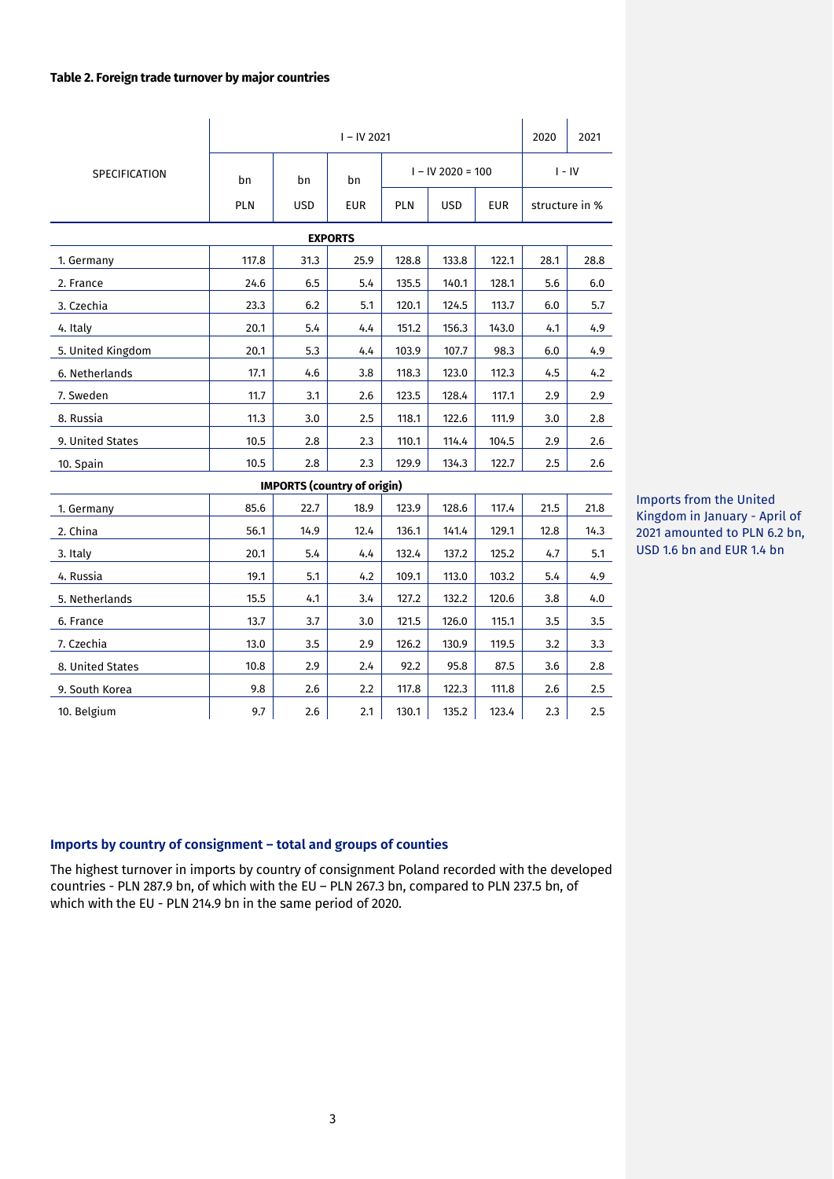**Table 2. Foreign trade turnover by major countries**

| SPECIFICATION | I – IV 2021 | | | | | | 2020 | 2021 |
|---|---|---|---|---|---|---|---|---|
| | bn | bn | bn | I – IV 2020 = 100 | | | I - IV | |
| | PLN | USD | EUR | PLN | USD | EUR | structure in % | |
| **EXPORTS** | | | | | | | | |
| 1. Germany | 117.8 | 31.3 | 25.9 | 128.8 | 133.8 | 122.1 | 28.1 | 28.8 |
| 2. France | 24.6 | 6.5 | 5.4 | 135.5 | 140.1 | 128.1 | 5.6 | 6.0 |
| 3. Czechia | 23.3 | 6.2 | 5.1 | 120.1 | 124.5 | 113.7 | 6.0 | 5.7 |
| 4. Italy | 20.1 | 5.4 | 4.4 | 151.2 | 156.3 | 143.0 | 4.1 | 4.9 |
| 5. United Kingdom | 20.1 | 5.3 | 4.4 | 103.9 | 107.7 | 98.3 | 6.0 | 4.9 |
| 6. Netherlands | 17.1 | 4.6 | 3.8 | 118.3 | 123.0 | 112.3 | 4.5 | 4.2 |
| 7. Sweden | 11.7 | 3.1 | 2.6 | 123.5 | 128.4 | 117.1 | 2.9 | 2.9 |
| 8. Russia | 11.3 | 3.0 | 2.5 | 118.1 | 122.6 | 111.9 | 3.0 | 2.8 |
| 9. United States | 10.5 | 2.8 | 2.3 | 110.1 | 114.4 | 104.5 | 2.9 | 2.6 |
| 10. Spain | 10.5 | 2.8 | 2.3 | 129.9 | 134.3 | 122.7 | 2.5 | 2.6 |
| **IMPORTS (country of origin)** | | | | | | | | |
| 1. Germany | 85.6 | 22.7 | 18.9 | 123.9 | 128.6 | 117.4 | 21.5 | 21.8 |
| 2. China | 56.1 | 14.9 | 12.4 | 136.1 | 141.4 | 129.1 | 12.8 | 14.3 |
| 3. Italy | 20.1 | 5.4 | 4.4 | 132.4 | 137.2 | 125.2 | 4.7 | 5.1 |
| 4. Russia | 19.1 | 5.1 | 4.2 | 109.1 | 113.0 | 103.2 | 5.4 | 4.9 |
| 5. Netherlands | 15.5 | 4.1 | 3.4 | 127.2 | 132.2 | 120.6 | 3.8 | 4.0 |
| 6. France | 13.7 | 3.7 | 3.0 | 121.5 | 126.0 | 115.1 | 3.5 | 3.5 |
| 7. Czechia | 13.0 | 3.5 | 2.9 | 126.2 | 130.9 | 119.5 | 3.2 | 3.3 |
| 8. United States | 10.8 | 2.9 | 2.4 | 92.2 | 95.8 | 87.5 | 3.6 | 2.8 |
| 9. South Korea | 9.8 | 2.6 | 2.2 | 117.8 | 122.3 | 111.8 | 2.6 | 2.5 |
| 10. Belgium | 9.7 | 2.6 | 2.1 | 130.1 | 135.2 | 123.4 | 2.3 | 2.5 |

Imports from the United Kingdom in January - April of 2021 amounted to PLN 6.2 bn, USD 1.6 bn and EUR 1.4 bn

### Imports by country of consignment – total and groups of counties

The highest turnover in imports by country of consignment Poland recorded with the developed countries - PLN 287.9 bn, of which with the EU – PLN 267.3 bn, compared to PLN 237.5 bn, of which with the EU - PLN 214.9 bn in the same period of 2020.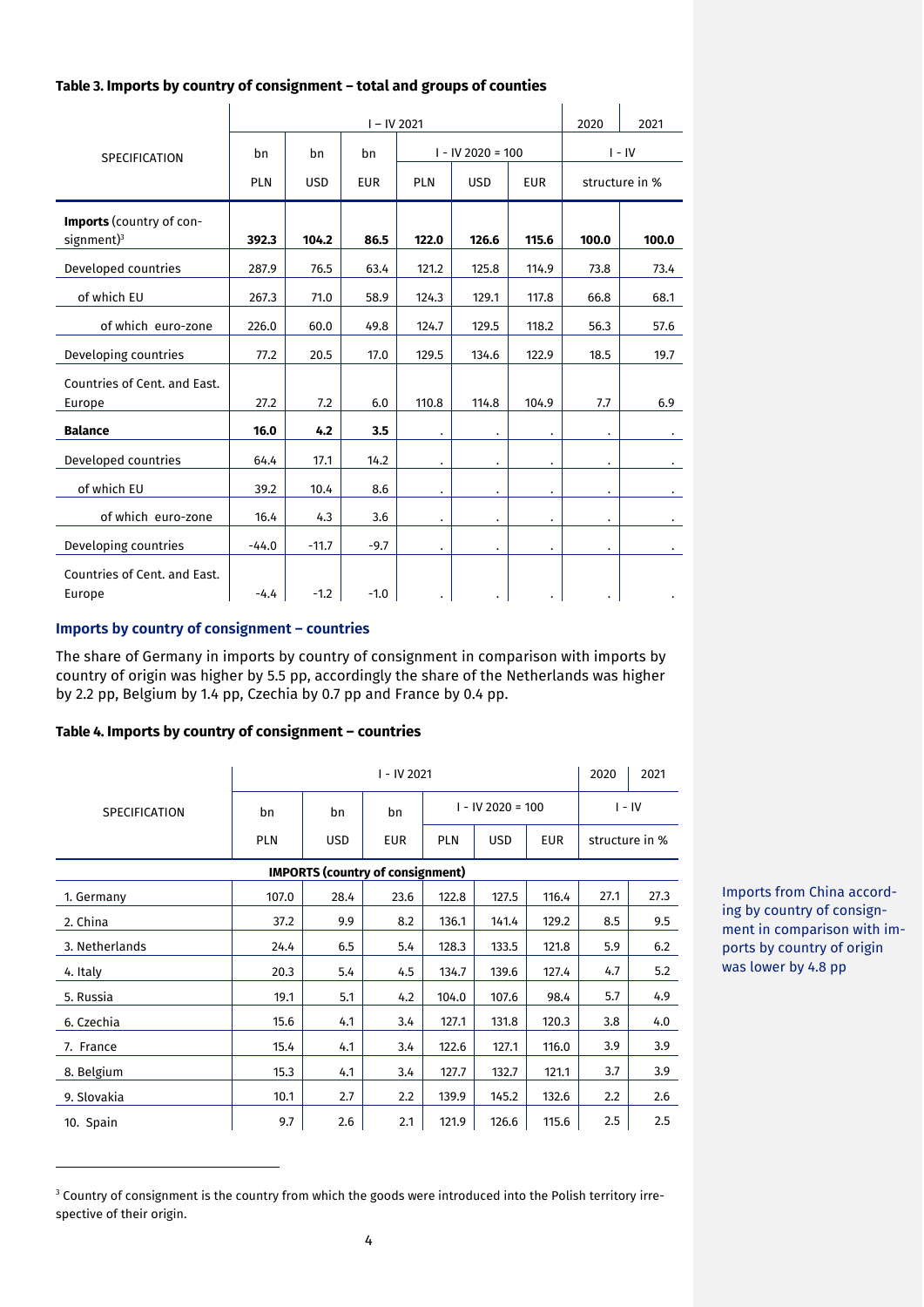#### Table 3. Imports by country of consignment – total and groups of counties

| SPECIFICATION | I – IV 2021 | | | | | | 2020 | 2021 |
|---|---|---|---|---|---|---|---|---|
| | bn | bn | bn | I - IV 2020 = 100 | | | I - IV | |
| | PLN | USD | EUR | PLN | USD | EUR | structure in % | |
| **Imports** (country of consignment)[3] | **392.3** | **104.2** | **86.5** | **122.0** | **126.6** | **115.6** | **100.0** | **100.0** |
| Developed countries | 287.9 | 76.5 | 63.4 | 121.2 | 125.8 | 114.9 | 73.8 | 73.4 |
| of which EU | 267.3 | 71.0 | 58.9 | 124.3 | 129.1 | 117.8 | 66.8 | 68.1 |
| of which euro-zone | 226.0 | 60.0 | 49.8 | 124.7 | 129.5 | 118.2 | 56.3 | 57.6 |
| Developing countries | 77.2 | 20.5 | 17.0 | 129.5 | 134.6 | 122.9 | 18.5 | 19.7 |
| Countries of Cent. and East. Europe | 27.2 | 7.2 | 6.0 | 110.8 | 114.8 | 104.9 | 7.7 | 6.9 |
| **Balance** | **16.0** | **4.2** | **3.5** | . | . | . | . | . |
| Developed countries | 64.4 | 17.1 | 14.2 | . | . | . | . | . |
| of which EU | 39.2 | 10.4 | 8.6 | . | . | . | . | . |
| of which euro-zone | 16.4 | 4.3 | 3.6 | . | . | . | . | . |
| Developing countries | -44.0 | -11.7 | -9.7 | . | . | . | . | . |
| Countries of Cent. and East. Europe | -4.4 | -1.2 | -1.0 | . | . | . | . | . |

### Imports by country of consignment – countries

The share of Germany in imports by country of consignment in comparison with imports by country of origin was higher by 5.5 pp, accordingly the share of the Netherlands was higher by 2.2 pp, Belgium by 1.4 pp, Czechia by 0.7 pp and France by 0.4 pp.

#### Table 4. Imports by country of consignment – countries

| SPECIFICATION | I - IV 2021 | | | | | | 2020 | 2021 |
|---|---|---|---|---|---|---|---|---|
| | bn | bn | bn | I - IV 2020 = 100 | | | I - IV | |
| | PLN | USD | EUR | PLN | USD | EUR | structure in % | |
| **IMPORTS (country of consignment)** | | | | | | | | |
| 1. Germany | 107.0 | 28.4 | 23.6 | 122.8 | 127.5 | 116.4 | 27.1 | 27.3 |
| 2. China | 37.2 | 9.9 | 8.2 | 136.1 | 141.4 | 129.2 | 8.5 | 9.5 |
| 3. Netherlands | 24.4 | 6.5 | 5.4 | 128.3 | 133.5 | 121.8 | 5.9 | 6.2 |
| 4. Italy | 20.3 | 5.4 | 4.5 | 134.7 | 139.6 | 127.4 | 4.7 | 5.2 |
| 5. Russia | 19.1 | 5.1 | 4.2 | 104.0 | 107.6 | 98.4 | 5.7 | 4.9 |
| 6. Czechia | 15.6 | 4.1 | 3.4 | 127.1 | 131.8 | 120.3 | 3.8 | 4.0 |
| 7. France | 15.4 | 4.1 | 3.4 | 122.6 | 127.1 | 116.0 | 3.9 | 3.9 |
| 8. Belgium | 15.3 | 4.1 | 3.4 | 127.7 | 132.7 | 121.1 | 3.7 | 3.9 |
| 9. Slovakia | 10.1 | 2.7 | 2.2 | 139.9 | 145.2 | 132.6 | 2.2 | 2.6 |
| 10. Spain | 9.7 | 2.6 | 2.1 | 121.9 | 126.6 | 115.6 | 2.5 | 2.5 |

Imports from China according by country of consignment in comparison with imports by country of origin was lower by 4.8 pp

[3] Country of consignment is the country from which the goods were introduced into the Polish territory irrespective of their origin.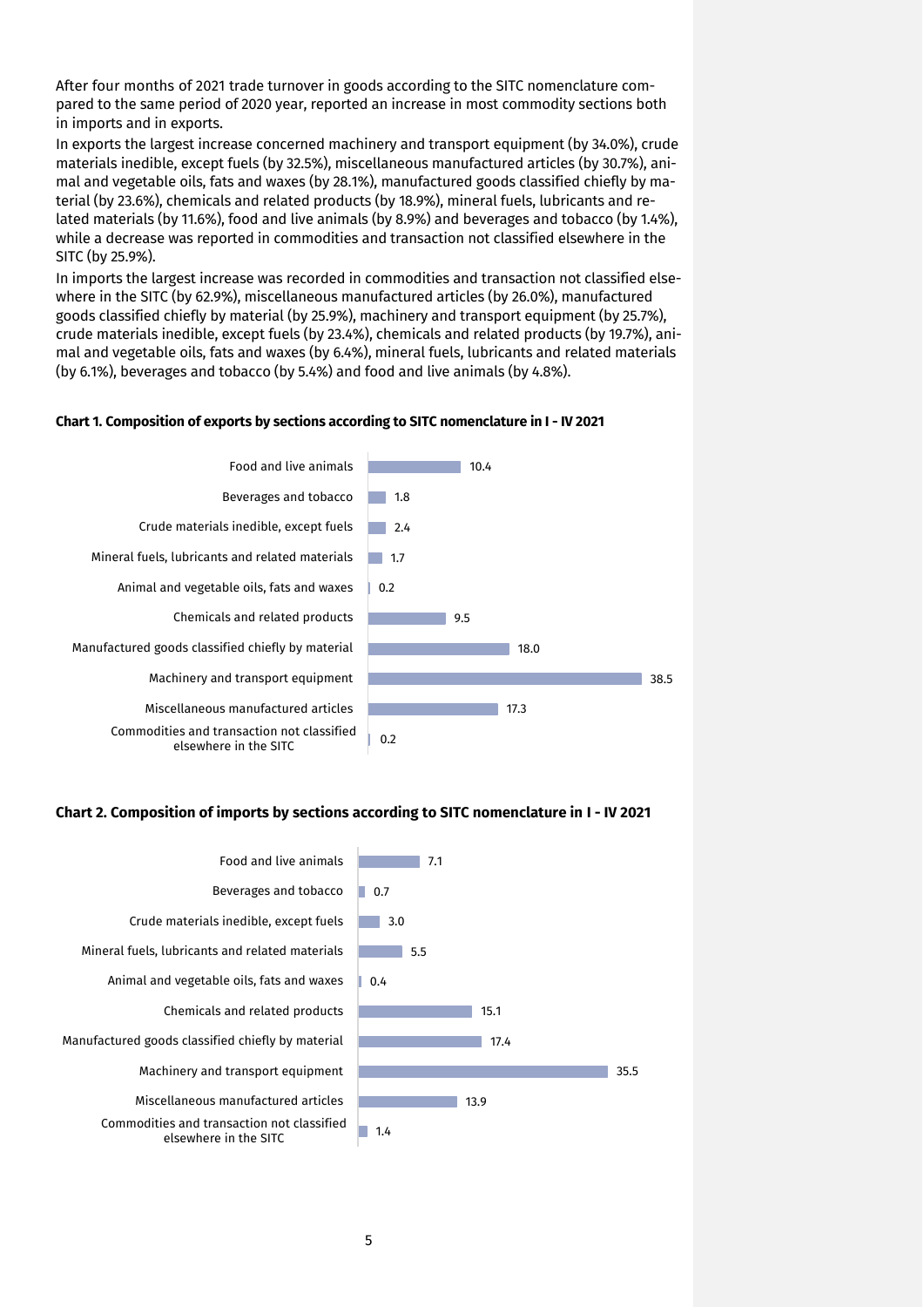After four months of 2021 trade turnover in goods according to the SITC nomenclature compared to the same period of 2020 year, reported an increase in most commodity sections both in imports and in exports.

In exports the largest increase concerned machinery and transport equipment (by 34.0%), crude materials inedible, except fuels (by 32.5%), miscellaneous manufactured articles (by 30.7%), animal and vegetable oils, fats and waxes (by 28.1%), manufactured goods classified chiefly by material (by 23.6%), chemicals and related products (by 18.9%), mineral fuels, lubricants and related materials (by 11.6%), food and live animals (by 8.9%) and beverages and tobacco (by 1.4%), while a decrease was reported in commodities and transaction not classified elsewhere in the SITC (by 25.9%).

In imports the largest increase was recorded in commodities and transaction not classified elsewhere in the SITC (by 62.9%), miscellaneous manufactured articles (by 26.0%), manufactured goods classified chiefly by material (by 25.9%), machinery and transport equipment (by 25.7%), crude materials inedible, except fuels (by 23.4%), chemicals and related products (by 19.7%), animal and vegetable oils, fats and waxes (by 6.4%), mineral fuels, lubricants and related materials (by 6.1%), beverages and tobacco (by 5.4%) and food and live animals (by 4.8%).

**Chart 1. Composition of exports by sections according to SITC nomenclature in I - IV 2021**

| Section | Value |
|---|---|
| Food and live animals | 10.4 |
| Beverages and tobacco | 1.8 |
| Crude materials inedible, except fuels | 2.4 |
| Mineral fuels, lubricants and related materials | 1.7 |
| Animal and vegetable oils, fats and waxes | 0.2 |
| Chemicals and related products | 9.5 |
| Manufactured goods classified chiefly by material | 18.0 |
| Machinery and transport equipment | 38.5 |
| Miscellaneous manufactured articles | 17.3 |
| Commodities and transaction not classified elsewhere in the SITC | 0.2 |

**Chart 2. Composition of imports by sections according to SITC nomenclature in I - IV 2021**

| Section | Value |
|---|---|
| Food and live animals | 7.1 |
| Beverages and tobacco | 0.7 |
| Crude materials inedible, except fuels | 3.0 |
| Mineral fuels, lubricants and related materials | 5.5 |
| Animal and vegetable oils, fats and waxes | 0.4 |
| Chemicals and related products | 15.1 |
| Manufactured goods classified chiefly by material | 17.4 |
| Machinery and transport equipment | 35.5 |
| Miscellaneous manufactured articles | 13.9 |
| Commodities and transaction not classified elsewhere in the SITC | 1.4 |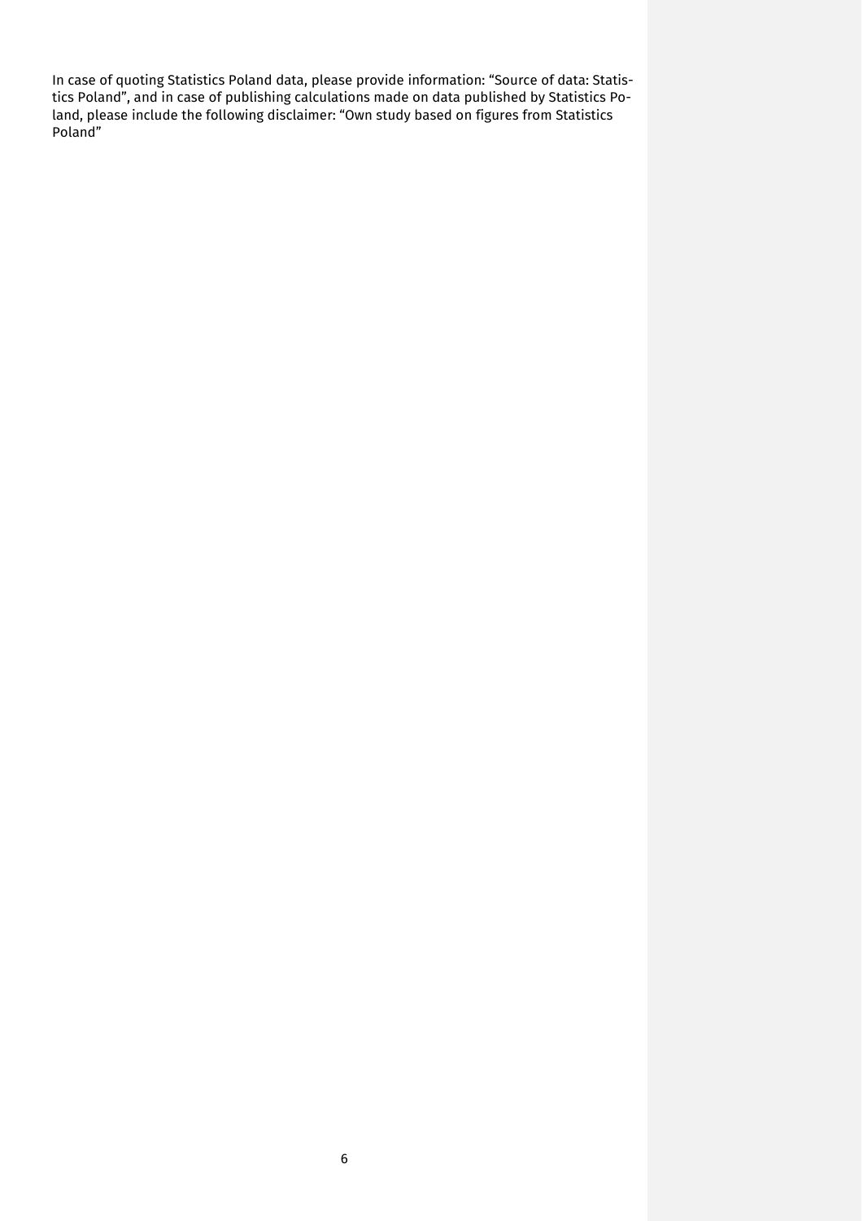In case of quoting Statistics Poland data, please provide information: "Source of data: Statistics Poland", and in case of publishing calculations made on data published by Statistics Poland, please include the following disclaimer: "Own study based on figures from Statistics Poland"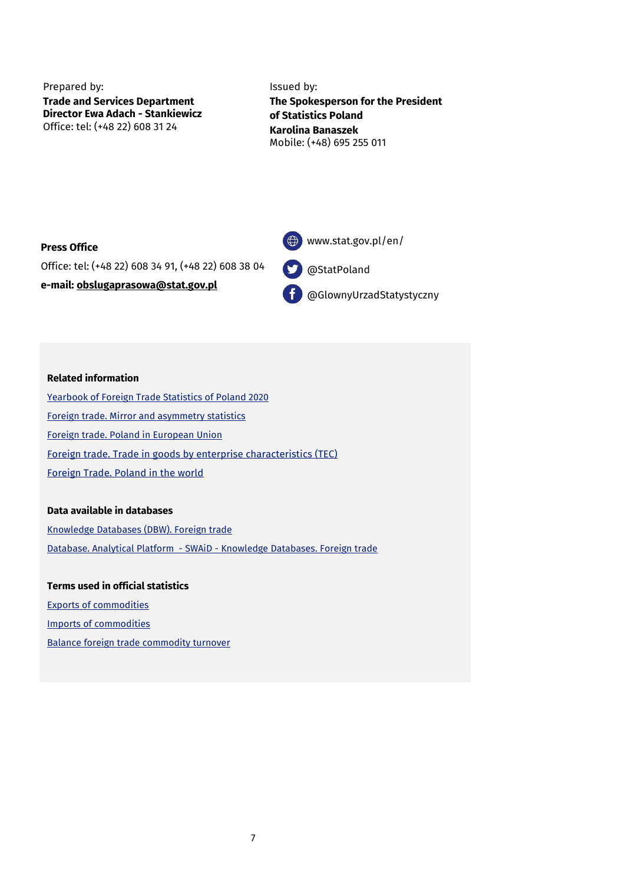Prepared by:
**Trade and Services Department**
**Director Ewa Adach - Stankiewicz**
Office: tel: (+48 22) 608 31 24

Issued by:
**The Spokesperson for the President of Statistics Poland**
**Karolina Banaszek**
Mobile: (+48) 695 255 011

**Press Office**

Office: tel: (+48 22) 608 34 91, (+48 22) 608 38 04

**e-mail: obslugaprasowa@stat.gov.pl**

www.stat.gov.pl/en/

@StatPoland

@GlownyUrzadStatystyczny

**Related information**

Yearbook of Foreign Trade Statistics of Poland 2020

Foreign trade. Mirror and asymmetry statistics

Foreign trade. Poland in European Union

Foreign trade. Trade in goods by enterprise characteristics (TEC)

Foreign Trade. Poland in the world

**Data available in databases**

Knowledge Databases (DBW). Foreign trade

Database. Analytical Platform - SWAiD - Knowledge Databases. Foreign trade

**Terms used in official statistics**

Exports of commodities

Imports of commodities

Balance foreign trade commodity turnover